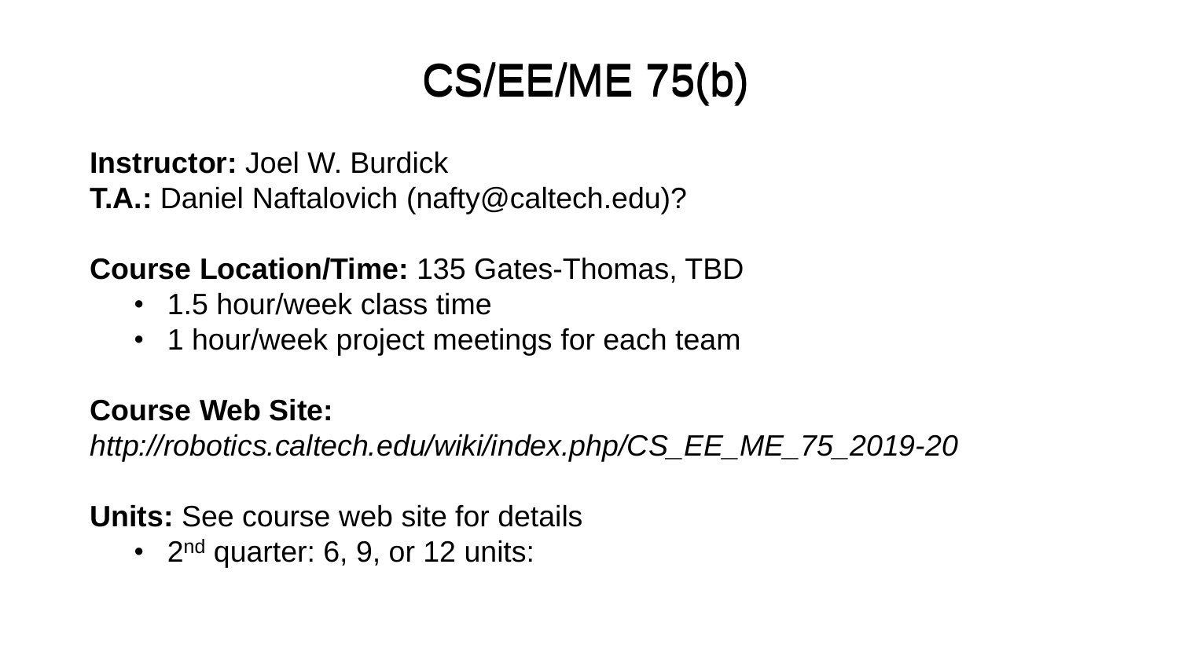# CS/EE/ME 75(b)

**Instructor:** Joel W. Burdick
**T.A.:** Daniel Naftalovich (nafty@caltech.edu)?

**Course Location/Time:** 135 Gates-Thomas, TBD

- 1.5 hour/week class time
- 1 hour/week project meetings for each team

**Course Web Site:**
*http://robotics.caltech.edu/wiki/index.php/CS_EE_ME_75_2019-20*

**Units:** See course web site for details

- 2nd quarter: 6, 9, or 12 units: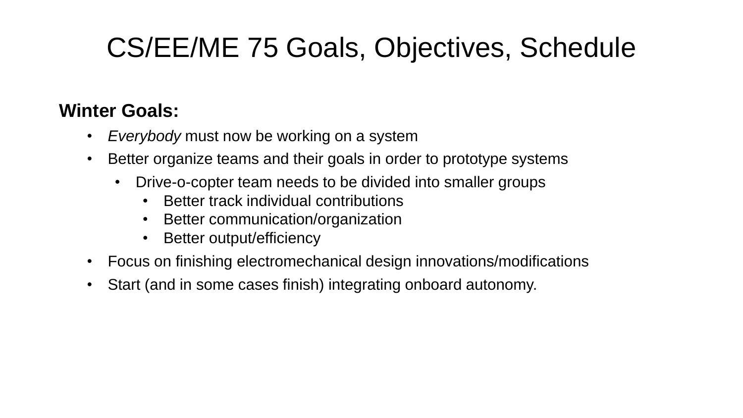# CS/EE/ME 75 Goals, Objectives, Schedule

**Winter Goals:**

- *Everybody* must now be working on a system
- Better organize teams and their goals in order to prototype systems
  - Drive-o-copter team needs to be divided into smaller groups
    - Better track individual contributions
    - Better communication/organization
    - Better output/efficiency
- Focus on finishing electromechanical design innovations/modifications
- Start (and in some cases finish) integrating onboard autonomy.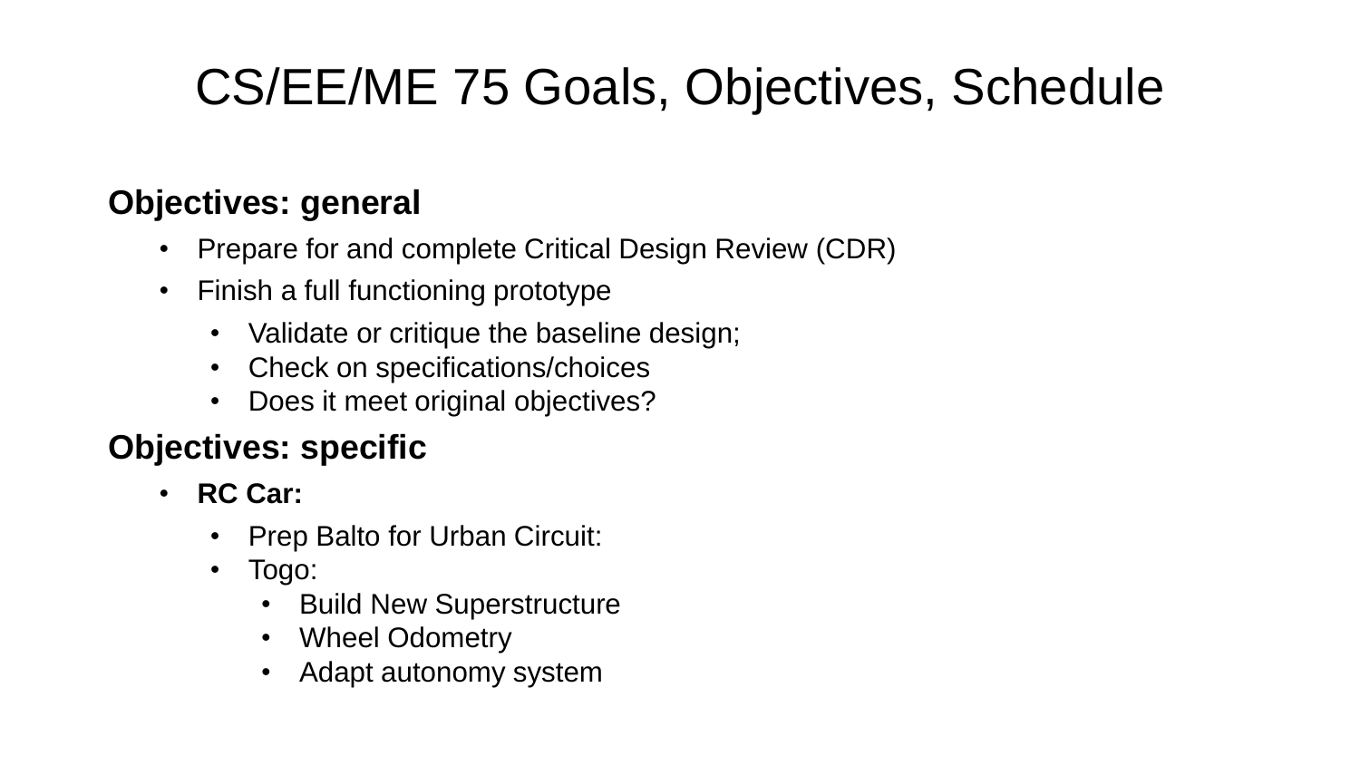# CS/EE/ME 75 Goals, Objectives, Schedule

**Objectives: general**

- Prepare for and complete Critical Design Review (CDR)
- Finish a full functioning prototype
  - Validate or critique the baseline design;
  - Check on specifications/choices
  - Does it meet original objectives?

**Objectives: specific**

- **RC Car:**
  - Prep Balto for Urban Circuit:
  - Togo:
    - Build New Superstructure
    - Wheel Odometry
    - Adapt autonomy system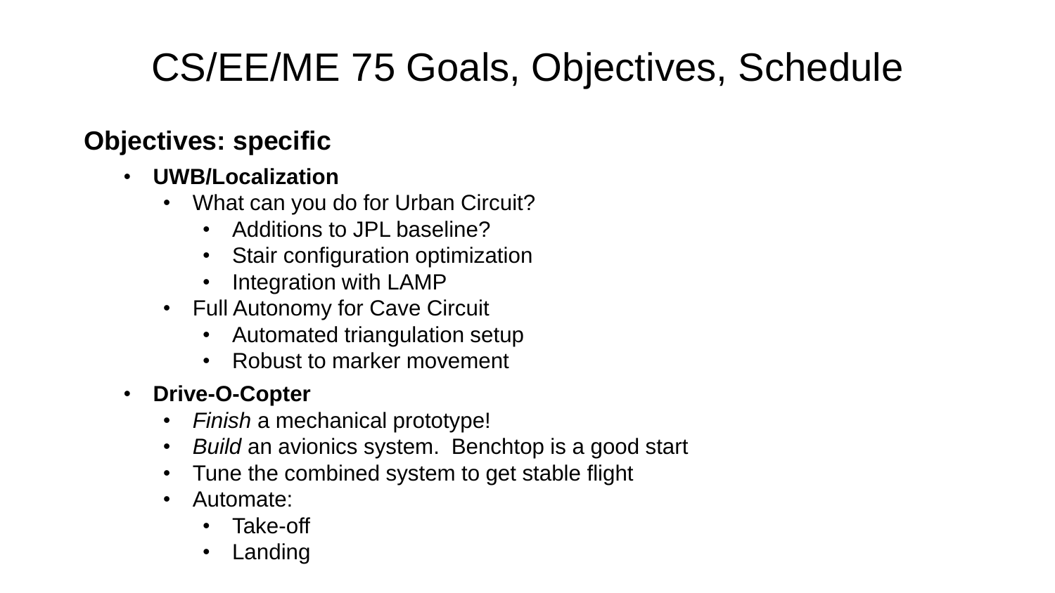# CS/EE/ME 75 Goals, Objectives, Schedule

**Objectives: specific**

- **UWB/Localization**
  - What can you do for Urban Circuit?
    - Additions to JPL baseline?
    - Stair configuration optimization
    - Integration with LAMP
  - Full Autonomy for Cave Circuit
    - Automated triangulation setup
    - Robust to marker movement
- **Drive-O-Copter**
  - *Finish* a mechanical prototype!
  - *Build* an avionics system. Benchtop is a good start
  - Tune the combined system to get stable flight
  - Automate:
    - Take-off
    - Landing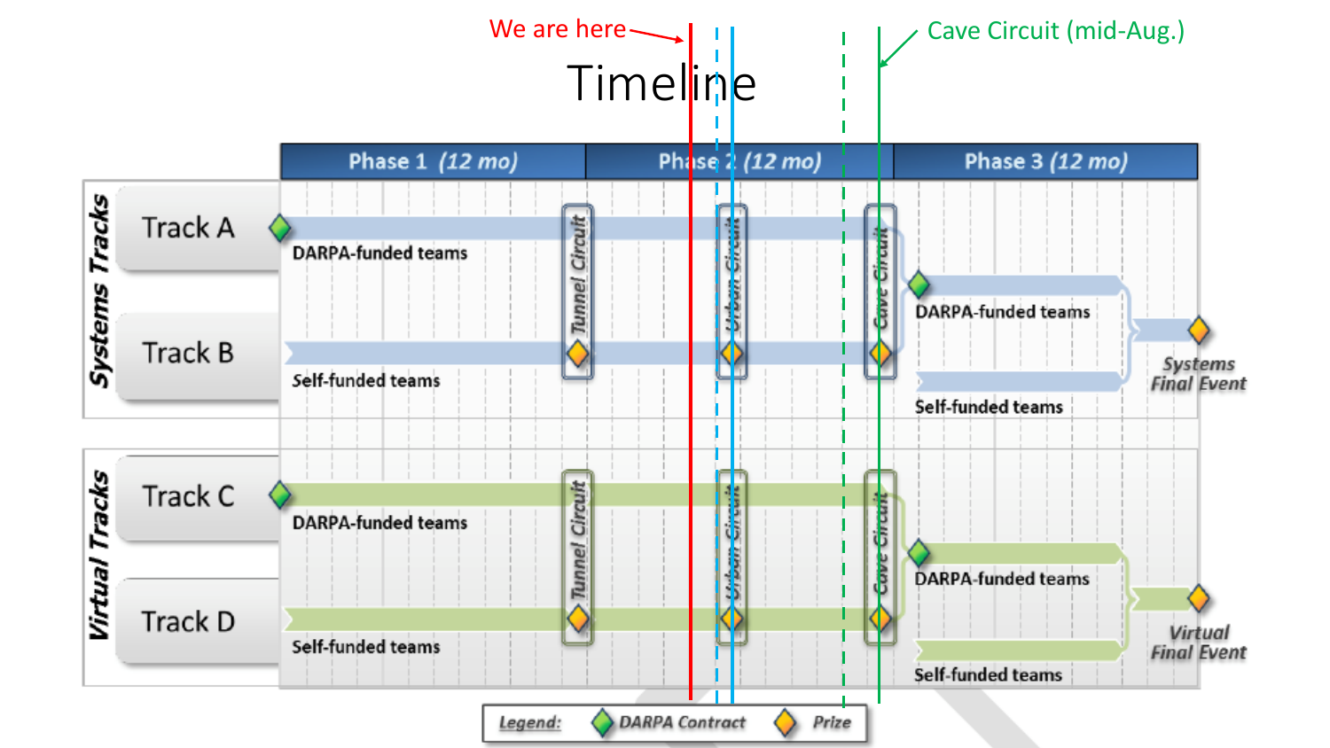# Timeline

We are here

Cave Circuit (mid-Aug.)

| | Phase 1 (12 mo) | Phase 2 (12 mo) | Phase 3 (12 mo) |
|---|---|---|---|

**Systems Tracks**

- Track A — DARPA-funded teams
- Track B — Self-funded teams

Tunnel Circuit · Urban Circuit · Cave Circuit

Phase 3: DARPA-funded teams · Self-funded teams → Systems Final Event

**Virtual Tracks**

- Track C — DARPA-funded teams
- Track D — Self-funded teams

Tunnel Circuit · Urban Circuit · Cave Circuit

Phase 3: DARPA-funded teams · Self-funded teams → Virtual Final Event

Legend: DARPA Contract · Prize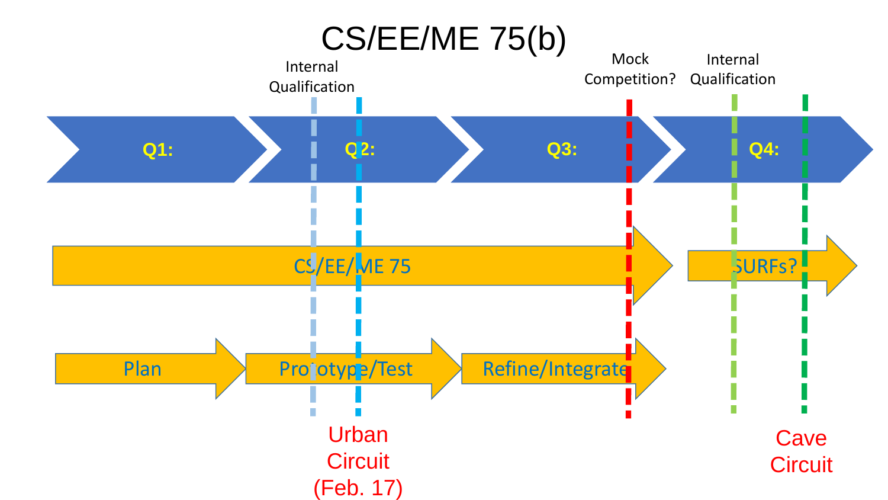# CS/EE/ME 75(b)

Internal Qualification

Mock Competition?

Internal Qualification

Q1:

Q2:

Q3:

Q4:

CS/EE/ME 75

SURFs?

Plan

Prototype/Test

Refine/Integrate

Urban Circuit (Feb. 17)

Cave Circuit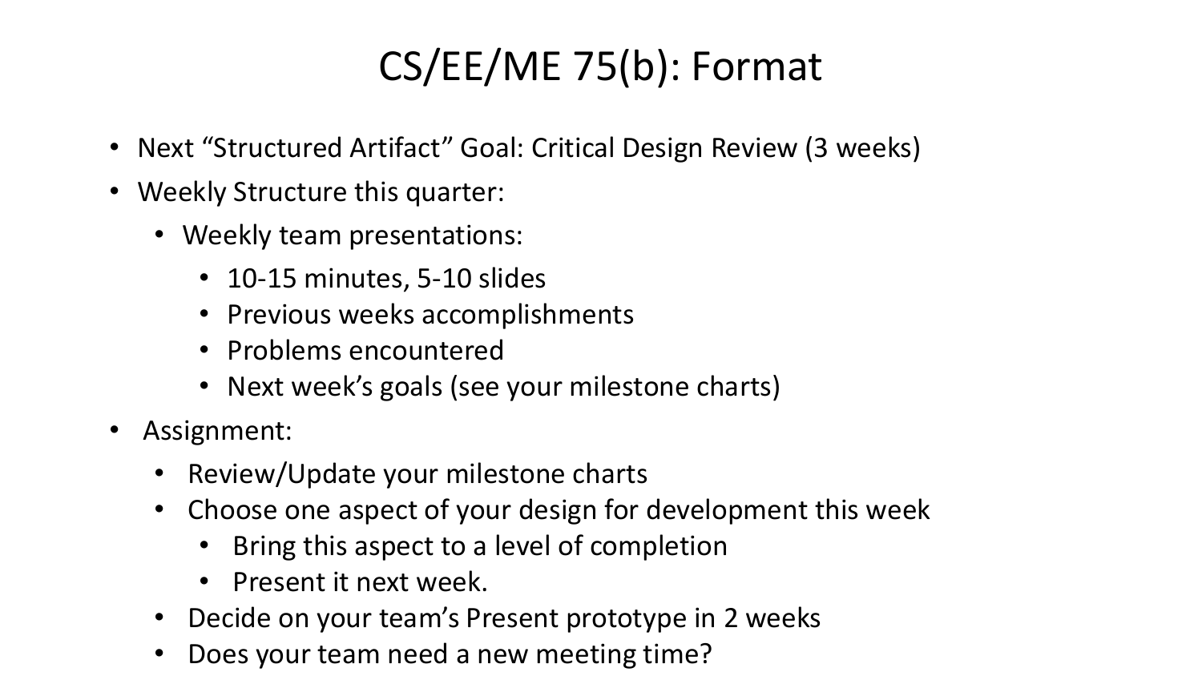# CS/EE/ME 75(b): Format

- Next "Structured Artifact" Goal: Critical Design Review (3 weeks)
- Weekly Structure this quarter:
  - Weekly team presentations:
    - 10-15 minutes, 5-10 slides
    - Previous weeks accomplishments
    - Problems encountered
    - Next week's goals (see your milestone charts)
- Assignment:
  - Review/Update your milestone charts
  - Choose one aspect of your design for development this week
    - Bring this aspect to a level of completion
    - Present it next week.
  - Decide on your team's Present prototype in 2 weeks
  - Does your team need a new meeting time?